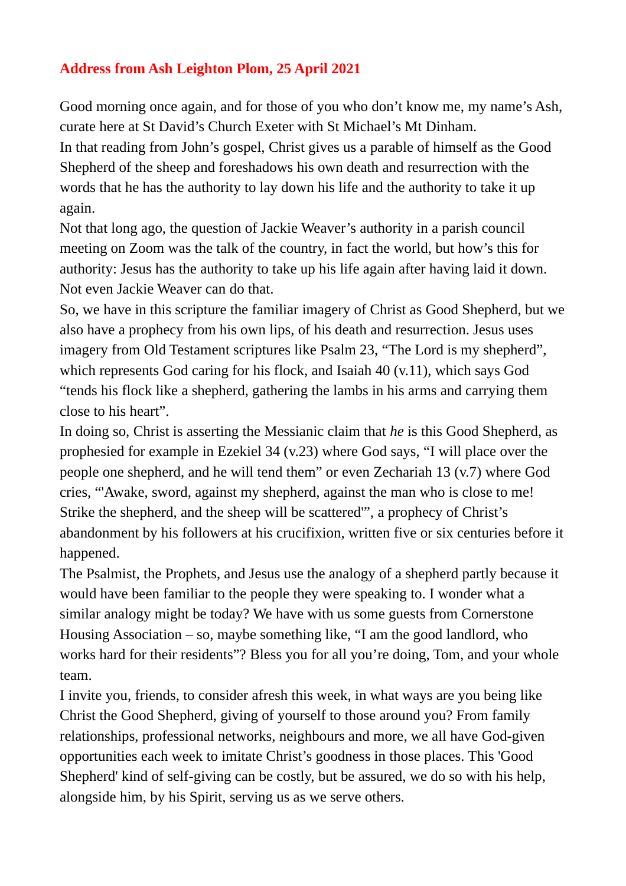**Address from Ash Leighton Plom, 25 April 2021**

Good morning once again, and for those of you who don't know me, my name's Ash, curate here at St David's Church Exeter with St Michael's Mt Dinham.

In that reading from John's gospel, Christ gives us a parable of himself as the Good Shepherd of the sheep and foreshadows his own death and resurrection with the words that he has the authority to lay down his life and the authority to take it up again.

Not that long ago, the question of Jackie Weaver's authority in a parish council meeting on Zoom was the talk of the country, in fact the world, but how's this for authority: Jesus has the authority to take up his life again after having laid it down. Not even Jackie Weaver can do that.

So, we have in this scripture the familiar imagery of Christ as Good Shepherd, but we also have a prophecy from his own lips, of his death and resurrection. Jesus uses imagery from Old Testament scriptures like Psalm 23, "The Lord is my shepherd", which represents God caring for his flock, and Isaiah 40 (v.11), which says God "tends his flock like a shepherd, gathering the lambs in his arms and carrying them close to his heart".

In doing so, Christ is asserting the Messianic claim that *he* is this Good Shepherd, as prophesied for example in Ezekiel 34 (v.23) where God says, "I will place over the people one shepherd, and he will tend them" or even Zechariah 13 (v.7) where God cries, "'Awake, sword, against my shepherd, against the man who is close to me! Strike the shepherd, and the sheep will be scattered'", a prophecy of Christ's abandonment by his followers at his crucifixion, written five or six centuries before it happened.

The Psalmist, the Prophets, and Jesus use the analogy of a shepherd partly because it would have been familiar to the people they were speaking to. I wonder what a similar analogy might be today? We have with us some guests from Cornerstone Housing Association – so, maybe something like, "I am the good landlord, who works hard for their residents"? Bless you for all you're doing, Tom, and your whole team.

I invite you, friends, to consider afresh this week, in what ways are you being like Christ the Good Shepherd, giving of yourself to those around you? From family relationships, professional networks, neighbours and more, we all have God-given opportunities each week to imitate Christ's goodness in those places. This 'Good Shepherd' kind of self-giving can be costly, but be assured, we do so with his help, alongside him, by his Spirit, serving us as we serve others.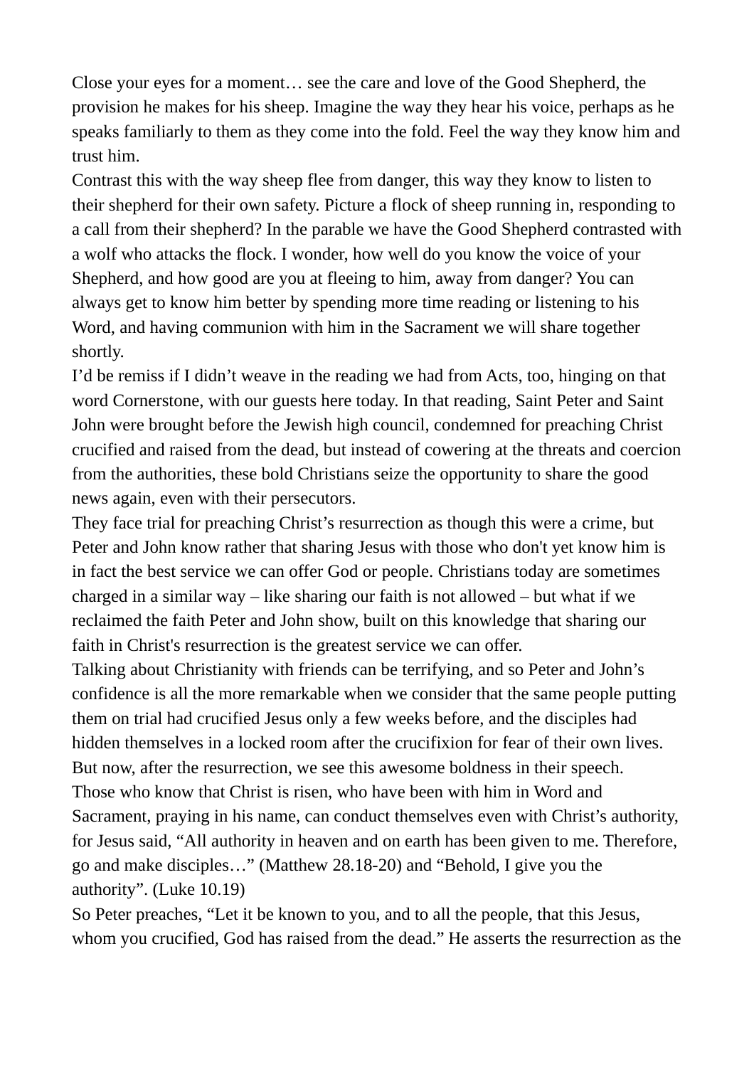Close your eyes for a moment… see the care and love of the Good Shepherd, the provision he makes for his sheep. Imagine the way they hear his voice, perhaps as he speaks familiarly to them as they come into the fold. Feel the way they know him and trust him.

Contrast this with the way sheep flee from danger, this way they know to listen to their shepherd for their own safety. Picture a flock of sheep running in, responding to a call from their shepherd? In the parable we have the Good Shepherd contrasted with a wolf who attacks the flock. I wonder, how well do you know the voice of your Shepherd, and how good are you at fleeing to him, away from danger? You can always get to know him better by spending more time reading or listening to his Word, and having communion with him in the Sacrament we will share together shortly.

I'd be remiss if I didn't weave in the reading we had from Acts, too, hinging on that word Cornerstone, with our guests here today. In that reading, Saint Peter and Saint John were brought before the Jewish high council, condemned for preaching Christ crucified and raised from the dead, but instead of cowering at the threats and coercion from the authorities, these bold Christians seize the opportunity to share the good news again, even with their persecutors.

They face trial for preaching Christ's resurrection as though this were a crime, but Peter and John know rather that sharing Jesus with those who don't yet know him is in fact the best service we can offer God or people. Christians today are sometimes charged in a similar way – like sharing our faith is not allowed – but what if we reclaimed the faith Peter and John show, built on this knowledge that sharing our faith in Christ's resurrection is the greatest service we can offer.

Talking about Christianity with friends can be terrifying, and so Peter and John's confidence is all the more remarkable when we consider that the same people putting them on trial had crucified Jesus only a few weeks before, and the disciples had hidden themselves in a locked room after the crucifixion for fear of their own lives. But now, after the resurrection, we see this awesome boldness in their speech.

Those who know that Christ is risen, who have been with him in Word and Sacrament, praying in his name, can conduct themselves even with Christ's authority, for Jesus said, "All authority in heaven and on earth has been given to me. Therefore, go and make disciples…" (Matthew 28.18-20) and "Behold, I give you the authority". (Luke 10.19)

So Peter preaches, "Let it be known to you, and to all the people, that this Jesus, whom you crucified, God has raised from the dead." He asserts the resurrection as the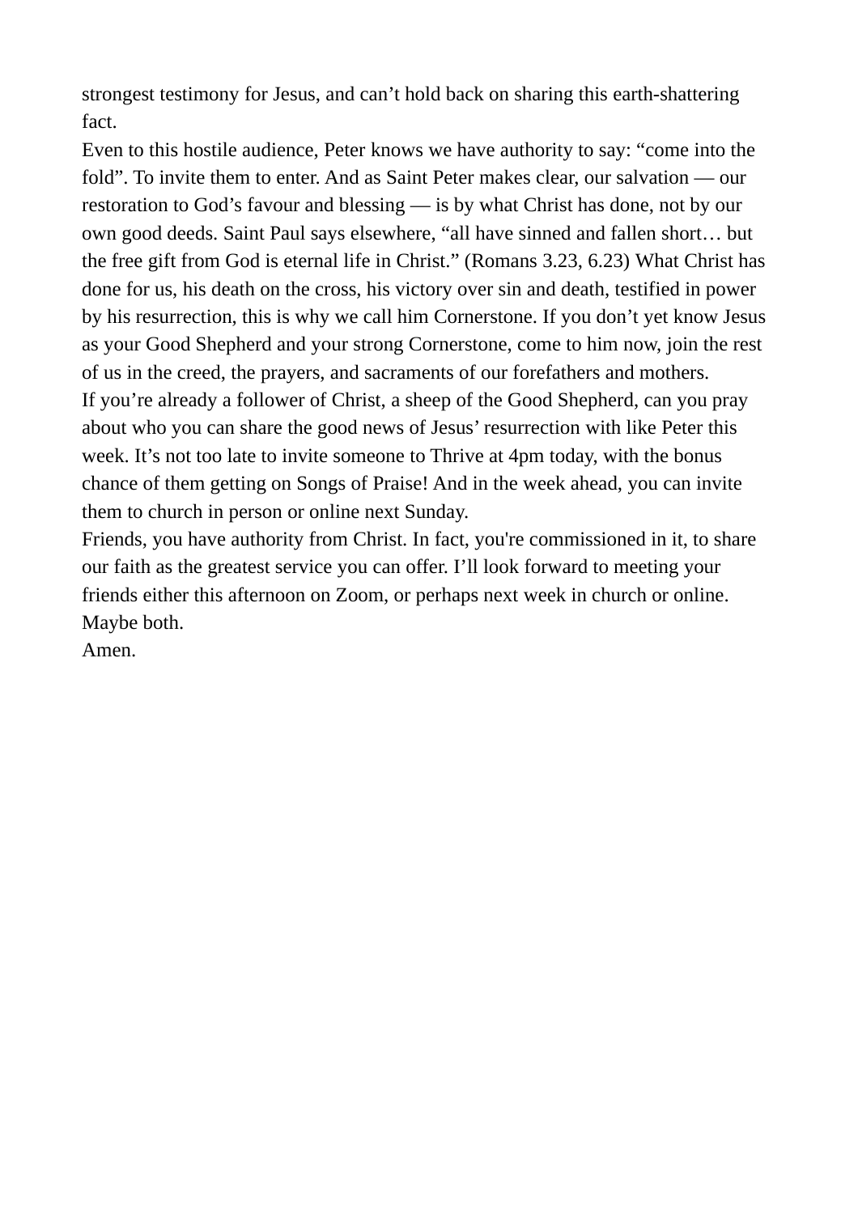strongest testimony for Jesus, and can't hold back on sharing this earth-shattering fact.

Even to this hostile audience, Peter knows we have authority to say: "come into the fold". To invite them to enter. And as Saint Peter makes clear, our salvation — our restoration to God's favour and blessing — is by what Christ has done, not by our own good deeds. Saint Paul says elsewhere, "all have sinned and fallen short… but the free gift from God is eternal life in Christ." (Romans 3.23, 6.23) What Christ has done for us, his death on the cross, his victory over sin and death, testified in power by his resurrection, this is why we call him Cornerstone. If you don't yet know Jesus as your Good Shepherd and your strong Cornerstone, come to him now, join the rest of us in the creed, the prayers, and sacraments of our forefathers and mothers.

If you're already a follower of Christ, a sheep of the Good Shepherd, can you pray about who you can share the good news of Jesus' resurrection with like Peter this week. It's not too late to invite someone to Thrive at 4pm today, with the bonus chance of them getting on Songs of Praise! And in the week ahead, you can invite them to church in person or online next Sunday.

Friends, you have authority from Christ. In fact, you're commissioned in it, to share our faith as the greatest service you can offer. I'll look forward to meeting your friends either this afternoon on Zoom, or perhaps next week in church or online. Maybe both.

Amen.